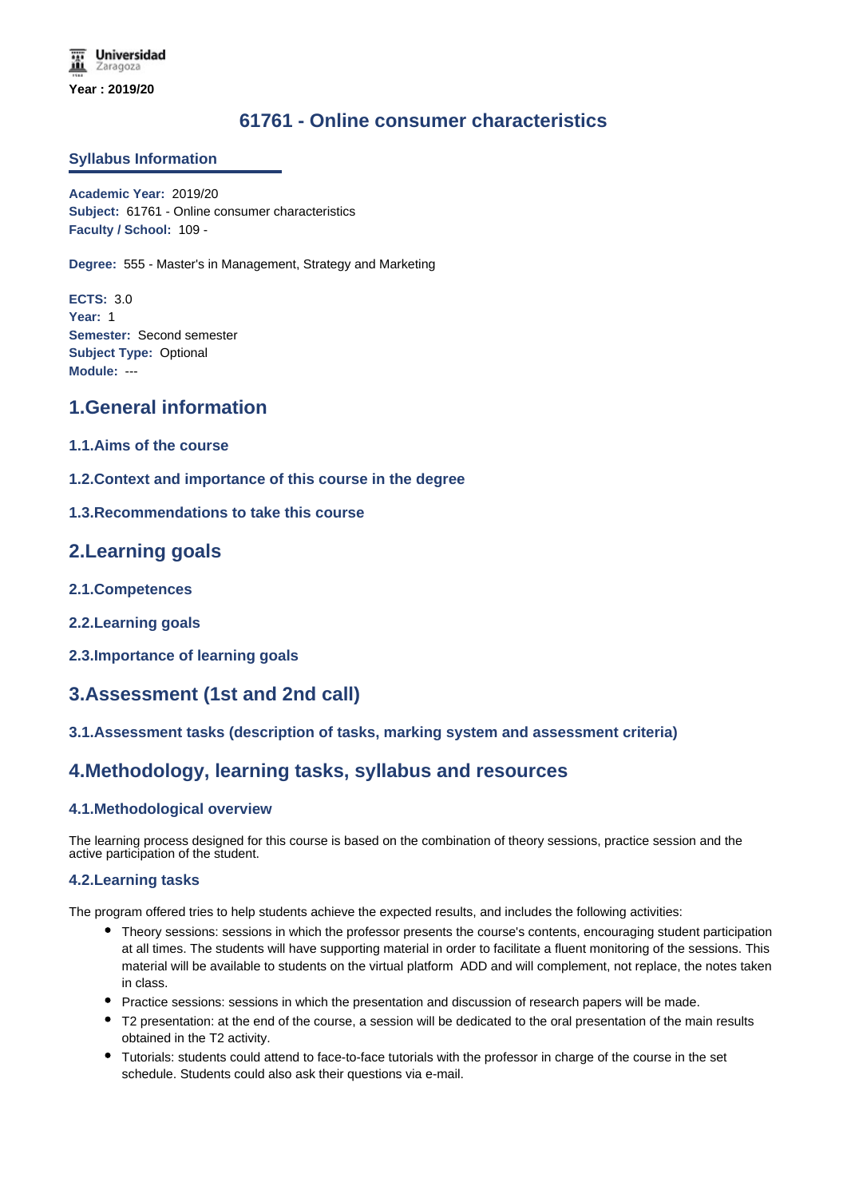Year : 2019/20

# 61761 - Online consumer characteristics

## Syllabus Information

**Academic Year:** 2019/20
**Subject:** 61761 - Online consumer characteristics
**Faculty / School:** 109 -

**Degree:** 555 - Master's in Management, Strategy and Marketing

**ECTS:** 3.0
**Year:** 1
**Semester:** Second semester
**Subject Type:** Optional
**Module:** ---

## 1.General information

### 1.1.Aims of the course

### 1.2.Context and importance of this course in the degree

### 1.3.Recommendations to take this course

## 2.Learning goals

### 2.1.Competences

### 2.2.Learning goals

### 2.3.Importance of learning goals

## 3.Assessment (1st and 2nd call)

### 3.1.Assessment tasks (description of tasks, marking system and assessment criteria)

## 4.Methodology, learning tasks, syllabus and resources

### 4.1.Methodological overview

The learning process designed for this course is based on the combination of theory sessions, practice session and the active participation of the student.

### 4.2.Learning tasks

The program offered tries to help students achieve the expected results, and includes the following activities:

- Theory sessions: sessions in which the professor presents the course's contents, encouraging student participation at all times. The students will have supporting material in order to facilitate a fluent monitoring of the sessions. This material will be available to students on the virtual platform ADD and will complement, not replace, the notes taken in class.
- Practice sessions: sessions in which the presentation and discussion of research papers will be made.
- T2 presentation: at the end of the course, a session will be dedicated to the oral presentation of the main results obtained in the T2 activity.
- Tutorials: students could attend to face-to-face tutorials with the professor in charge of the course in the set schedule. Students could also ask their questions via e-mail.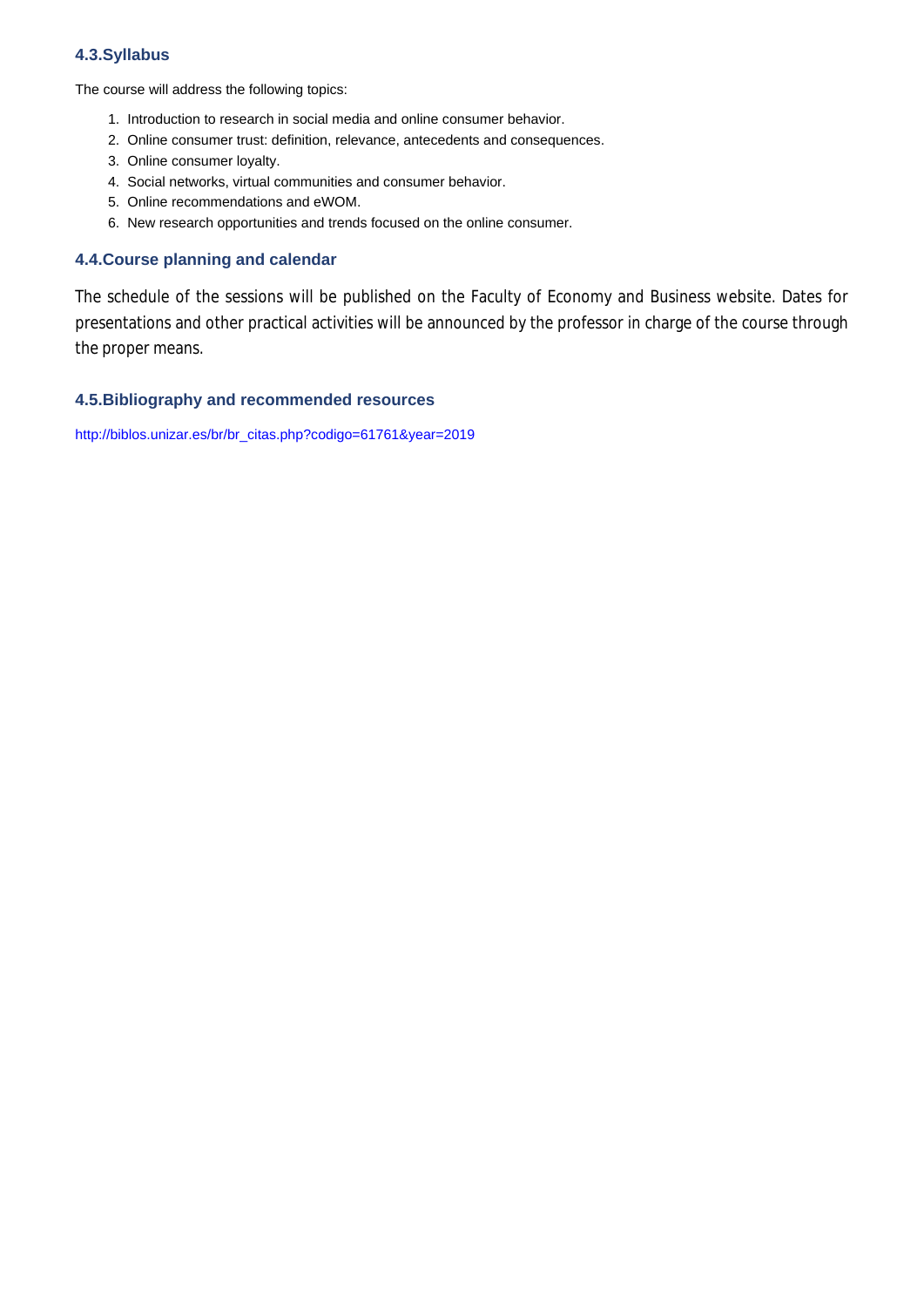### 4.3.Syllabus

The course will address the following topics:

1. Introduction to research in social media and online consumer behavior.
2. Online consumer trust: definition, relevance, antecedents and consequences.
3. Online consumer loyalty.
4. Social networks, virtual communities and consumer behavior.
5. Online recommendations and eWOM.
6. New research opportunities and trends focused on the online consumer.

### 4.4.Course planning and calendar

The schedule of the sessions will be published on the Faculty of Economy and Business website. Dates for presentations and other practical activities will be announced by the professor in charge of the course through the proper means.

### 4.5.Bibliography and recommended resources

http://biblos.unizar.es/br/br_citas.php?codigo=61761&year=2019